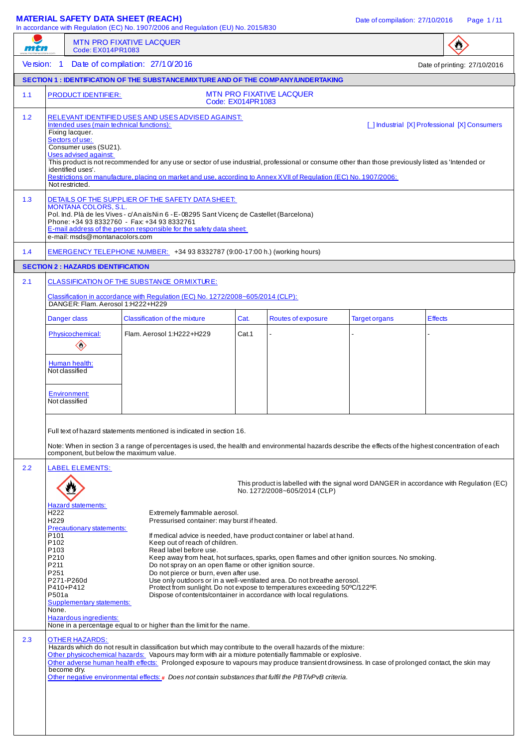# MATERIAL SAFETY DATA SHEET (REACH)

In accordance with Regulation (EC) No. 1907/2006 and Regulation (EU) No. 2015/830

MTN PRO FIXATIVE LACQUER
Code: EX014PR1083

Version: 1   Date of compilation: 27/10/2016   Date of printing: 27/10/2016

## SECTION 1 : IDENTIFICATION OF THE SUBSTANCE/MIXTURE AND OF THE COMPANY/UNDERTAKING

**1.1** PRODUCT IDENTIFIER: MTN PRO FIXATIVE LACQUER
Code: EX014PR1083

**1.2** RELEVANT IDENTIFIED USES AND USES ADVISED AGAINST:

Intended uses (main technical functions): [ ] Industrial [X] Professional [X] Consumers

Fixing lacquer.

Sectors of use:

Consumer uses (SU21).

Uses advised against:

This product is not recommended for any use or sector of use industrial, professional or consume other than those previously listed as 'Intended or identified uses'.

Restrictions on manufacture, placing on market and use, according to Annex XVII of Regulation (EC) No. 1907/2006:

Not restricted.

**1.3** DETAILS OF THE SUPPLIER OF THE SAFETY DATA SHEET:

MONTANA COLORS, S.L.
Pol. Ind. Plà de les Vives - c/Anaïs Nin 6 - E-08295 Sant Vicenç de Castellet (Barcelona)
Phone: +34 93 8332760 - Fax: +34 93 8332761

E-mail address of the person responsible for the safety data sheet:
e-mail: msds@montanacolors.com

**1.4** EMERGENCY TELEPHONE NUMBER: +34 93 8332787 (9:00-17:00 h.) (working hours)

## SECTION 2 : HAZARDS IDENTIFICATION

**2.1** CLASSIFICATION OF THE SUBSTANCE OR MIXTURE:

Classification in accordance with Regulation (EC) No. 1272/2008~605/2014 (CLP):
DANGER: Flam. Aerosol 1:H222+H229

| Danger class | Classification of the mixture | Cat. | Routes of exposure | Target organs | Effects |
|---|---|---|---|---|---|
| Physicochemical: | Flam. Aerosol 1:H222+H229 | Cat.1 | - | - | - |
| Human health: Not classified | | | | | |
| Environment: Not classified | | | | | |

Full text of hazard statements mentioned is indicated in section 16.

Note: When in section 3 a range of percentages is used, the health and environmental hazards describe the effects of the highest concentration of each component, but below the maximum value.

**2.2** LABEL ELEMENTS:

This product is labelled with the signal word DANGER in accordance with Regulation (EC) No. 1272/2008~605/2014 (CLP)

Hazard statements:

| | |
|---|---|
| H222 | Extremely flammable aerosol. |
| H229 | Pressurised container: may burst if heated. |

Precautionary statements:

| | |
|---|---|
| P101 | If medical advice is needed, have product container or label at hand. |
| P102 | Keep out of reach of children. |
| P103 | Read label before use. |
| P210 | Keep away from heat, hot surfaces, sparks, open flames and other ignition sources. No smoking. |
| P211 | Do not spray on an open flame or other ignition source. |
| P251 | Do not pierce or burn, even after use. |
| P271-P260d | Use only outdoors or in a well-ventilated area. Do not breathe aerosol. |
| P410+P412 | Protect from sunlight. Do not expose to temperatures exceeding 50ºC/122ºF. |
| P501a | Dispose of contents/container in accordance with local regulations. |

Supplementary statements:
None.

Hazardous ingredients:
None in a percentage equal to or higher than the limit for the name.

**2.3** OTHER HAZARDS:

Hazards which do not result in classification but which may contribute to the overall hazards of the mixture:

Other physicochemical hazards: Vapours may form with air a mixture potentially flammable or explosive.

Other adverse human health effects: Prolonged exposure to vapours may produce transient drowsiness. In case of prolonged contact, the skin may become dry.

Other negative environmental effects: # *Does not contain substances that fulfil the PBT/vPvB criteria.*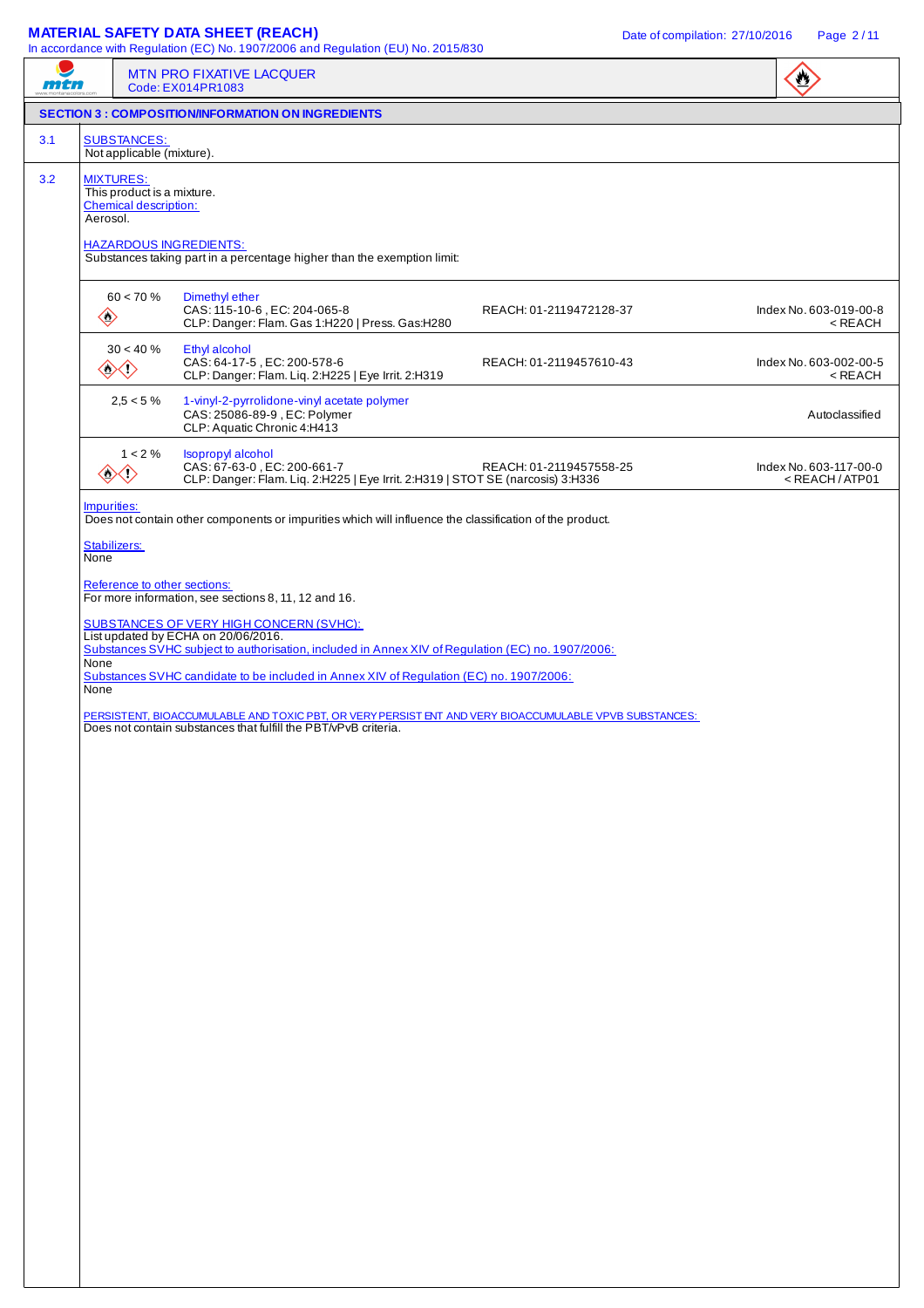MTN PRO FIXATIVE LACQUER
Code: EX014PR1083

## SECTION 3 : COMPOSITION/INFORMATION ON INGREDIENTS

### 3.1 SUBSTANCES:

Not applicable (mixture).

### 3.2 MIXTURES:

This product is a mixture.

Chemical description:

Aerosol.

HAZARDOUS INGREDIENTS:

Substances taking part in a percentage higher than the exemption limit:

| Concentration | Substance | REACH | Index |
|---|---|---|---|
| 60 < 70 % | Dimethyl ether<br>CAS: 115-10-6 , EC: 204-065-8<br>CLP: Danger: Flam. Gas 1:H220 \| Press. Gas:H280 | REACH: 01-2119472128-37 | Index No. 603-019-00-8<br>< REACH |
| 30 < 40 % | Ethyl alcohol<br>CAS: 64-17-5 , EC: 200-578-6<br>CLP: Danger: Flam. Liq. 2:H225 \| Eye Irrit. 2:H319 | REACH: 01-2119457610-43 | Index No. 603-002-00-5<br>< REACH |
| 2,5 < 5 % | 1-vinyl-2-pyrrolidone-vinyl acetate polymer<br>CAS: 25086-89-9 , EC: Polymer<br>CLP: Aquatic Chronic 4:H413 | | Autoclassified |
| 1 < 2 % | Isopropyl alcohol<br>CAS: 67-63-0 , EC: 200-661-7<br>CLP: Danger: Flam. Liq. 2:H225 \| Eye Irrit. 2:H319 \| STOT SE (narcosis) 3:H336 | REACH: 01-2119457558-25 | Index No. 603-117-00-0<br>< REACH / ATP01 |

Impurities:

Does not contain other components or impurities which will influence the classification of the product.

Stabilizers:

None

Reference to other sections:

For more information, see sections 8, 11, 12 and 16.

SUBSTANCES OF VERY HIGH CONCERN (SVHC):

List updated by ECHA on 20/06/2016.

Substances SVHC subject to authorisation, included in Annex XIV of Regulation (EC) no. 1907/2006:

None

Substances SVHC candidate to be included in Annex XIV of Regulation (EC) no. 1907/2006:

None

PERSISTENT, BIOACCUMULABLE AND TOXIC PBT, OR VERY PERSIST ENT AND VERY BIOACCUMULABLE VPVB SUBSTANCES:

Does not contain substances that fulfill the PBT/vPvB criteria.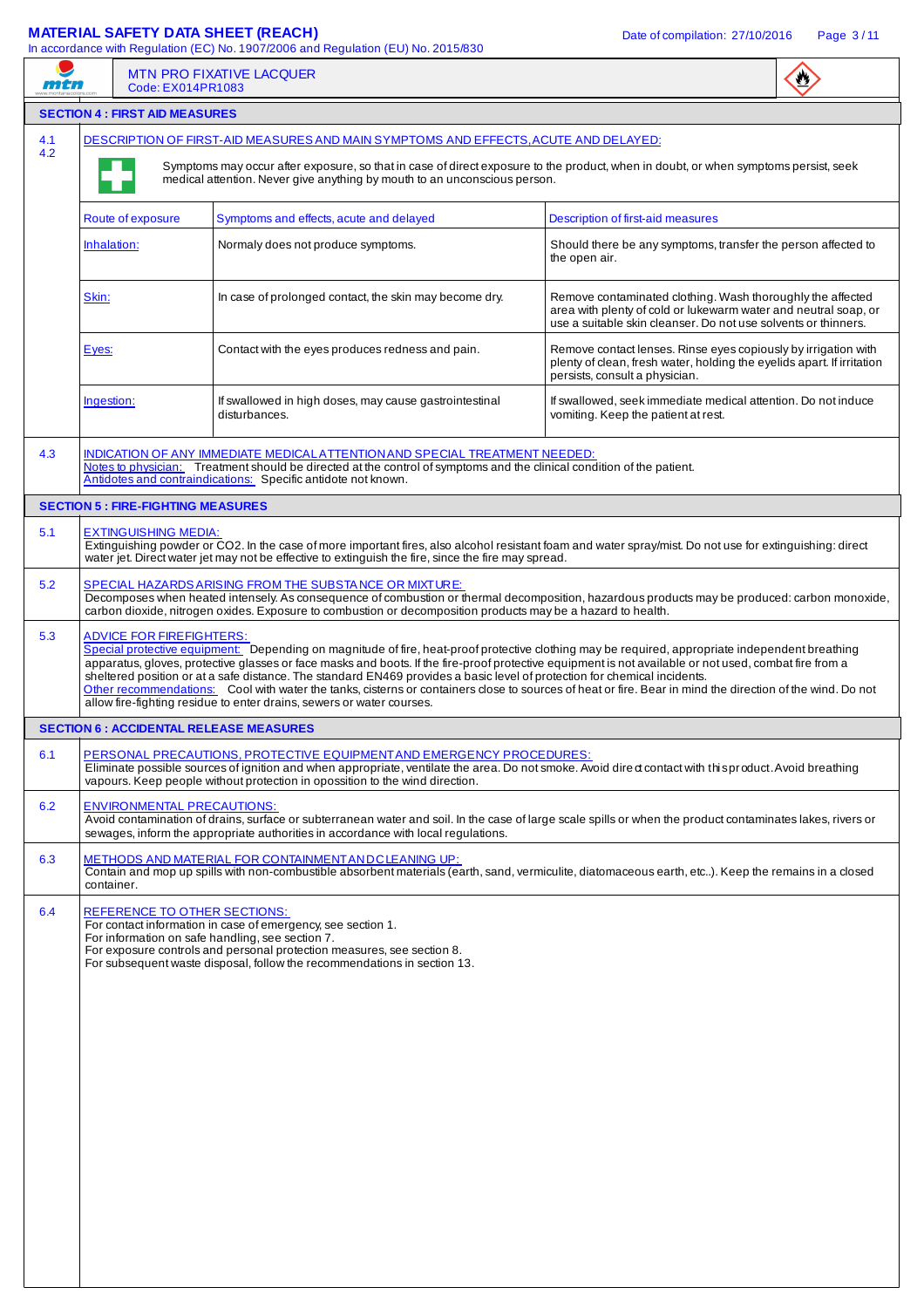**MTN PRO FIXATIVE LACQUER**
Code: EX014PR1083

## SECTION 4 : FIRST AID MEASURES

### 4.1 4.2 DESCRIPTION OF FIRST-AID MEASURES AND MAIN SYMPTOMS AND EFFECTS, ACUTE AND DELAYED:

Symptoms may occur after exposure, so that in case of direct exposure to the product, when in doubt, or when symptoms persist, seek medical attention. Never give anything by mouth to an unconscious person.

| Route of exposure | Symptoms and effects, acute and delayed | Description of first-aid measures |
|---|---|---|
| Inhalation: | Normaly does not produce symptoms. | Should there be any symptoms, transfer the person affected to the open air. |
| Skin: | In case of prolonged contact, the skin may become dry. | Remove contaminated clothing. Wash thoroughly the affected area with plenty of cold or lukewarm water and neutral soap, or use a suitable skin cleanser. Do not use solvents or thinners. |
| Eyes: | Contact with the eyes produces redness and pain. | Remove contact lenses. Rinse eyes copiously by irrigation with plenty of clean, fresh water, holding the eyelids apart. If irritation persists, consult a physician. |
| Ingestion: | If swallowed in high doses, may cause gastrointestinal disturbances. | If swallowed, seek immediate medical attention. Do not induce vomiting. Keep the patient at rest. |

### 4.3 INDICATION OF ANY IMMEDIATE MEDICAL ATTENTION AND SPECIAL TREATMENT NEEDED:

Notes to physician: Treatment should be directed at the control of symptoms and the clinical condition of the patient.
Antidotes and contraindications: Specific antidote not known.

## SECTION 5 : FIRE-FIGHTING MEASURES

### 5.1 EXTINGUISHING MEDIA:

Extinguishing powder or $CO_2$. In the case of more important fires, also alcohol resistant foam and water spray/mist. Do not use for extinguishing: direct water jet. Direct water jet may not be effective to extinguish the fire, since the fire may spread.

### 5.2 SPECIAL HAZARDS ARISING FROM THE SUBSTANCE OR MIXTURE:

Decomposes when heated intensely. As consequence of combustion or thermal decomposition, hazardous products may be produced: carbon monoxide, carbon dioxide, nitrogen oxides. Exposure to combustion or decomposition products may be a hazard to health.

### 5.3 ADVICE FOR FIREFIGHTERS:

Special protective equipment: Depending on magnitude of fire, heat-proof protective clothing may be required, appropriate independent breathing apparatus, gloves, protective glasses or face masks and boots. If the fire-proof protective equipment is not available or not used, combat fire from a sheltered position or at a safe distance. The standard EN469 provides a basic level of protection for chemical incidents.
Other recommendations: Cool with water the tanks, cisterns or containers close to sources of heat or fire. Bear in mind the direction of the wind. Do not allow fire-fighting residue to enter drains, sewers or water courses.

## SECTION 6 : ACCIDENTAL RELEASE MEASURES

### 6.1 PERSONAL PRECAUTIONS, PROTECTIVE EQUIPMENT AND EMERGENCY PROCEDURES:

Eliminate possible sources of ignition and when appropriate, ventilate the area. Do not smoke. Avoid direct contact with this product. Avoid breathing vapours. Keep people without protection in opossition to the wind direction.

### 6.2 ENVIRONMENTAL PRECAUTIONS:

Avoid contamination of drains, surface or subterranean water and soil. In the case of large scale spills or when the product contaminates lakes, rivers or sewages, inform the appropriate authorities in accordance with local regulations.

### 6.3 METHODS AND MATERIAL FOR CONTAINMENT AND CLEANING UP:

Contain and mop up spills with non-combustible absorbent materials (earth, sand, vermiculite, diatomaceous earth, etc..). Keep the remains in a closed container.

### 6.4 REFERENCE TO OTHER SECTIONS:

For contact information in case of emergency, see section 1.
For information on safe handling, see section 7.
For exposure controls and personal protection measures, see section 8.
For subsequent waste disposal, follow the recommendations in section 13.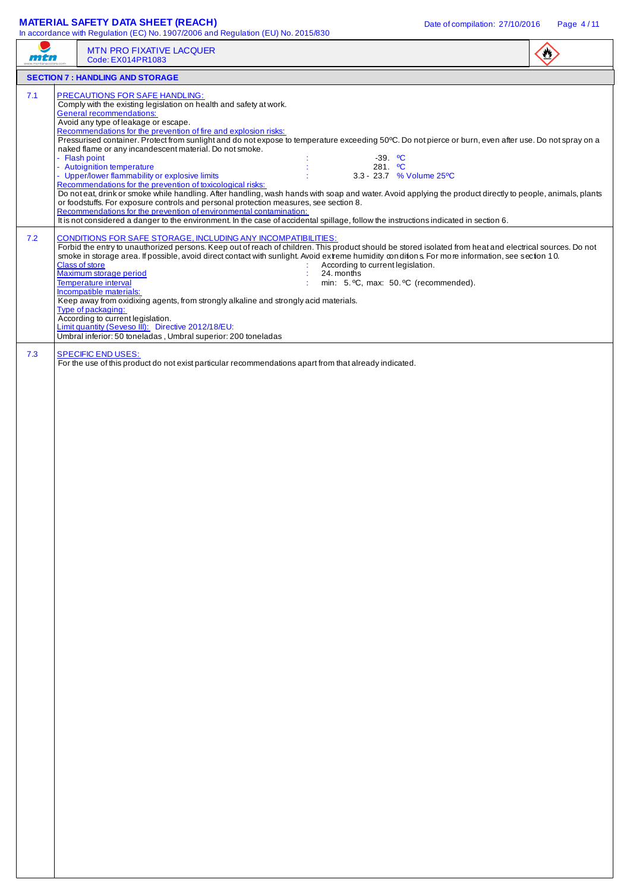MTN PRO FIXATIVE LACQUER
Code: EX014PR1083

## SECTION 7 : HANDLING AND STORAGE

**7.1 PRECAUTIONS FOR SAFE HANDLING:**

Comply with the existing legislation on health and safety at work.

General recommendations:

Avoid any type of leakage or escape.

Recommendations for the prevention of fire and explosion risks:

Pressurised container. Protect from sunlight and do not expose to temperature exceeding 50ºC. Do not pierce or burn, even after use. Do not spray on a naked flame or any incandescent material. Do not smoke.

- Flash point : -39. ºC
- Autoignition temperature : 281. ºC
- Upper/lower flammability or explosive limits : 3.3 - 23.7 % Volume 25ºC

Recommendations for the prevention of toxicological risks:

Do not eat, drink or smoke while handling. After handling, wash hands with soap and water. Avoid applying the product directly to people, animals, plants or foodstuffs. For exposure controls and personal protection measures, see section 8.

Recommendations for the prevention of environmental contamination:

It is not considered a danger to the environment. In the case of accidental spillage, follow the instructions indicated in section 6.

**7.2 CONDITIONS FOR SAFE STORAGE, INCLUDING ANY INCOMPATIBILITIES:**

Forbid the entry to unauthorized persons. Keep out of reach of children. This product should be stored isolated from heat and electrical sources. Do not smoke in storage area. If possible, avoid direct contact with sunlight. Avoid extreme humidity conditions. For more information, see section 10.

Class of store : According to current legislation.
Maximum storage period : 24. months
Temperature interval : min: 5. ºC, max: 50. ºC (recommended).

Incompatible materials:

Keep away from oxidixing agents, from strongly alkaline and strongly acid materials.

Type of packaging:

According to current legislation.

Limit quantity (Seveso III): Directive 2012/18/EU:

Umbral inferior: 50 toneladas , Umbral superior: 200 toneladas

**7.3 SPECIFIC END USES:**

For the use of this product do not exist particular recommendations apart from that already indicated.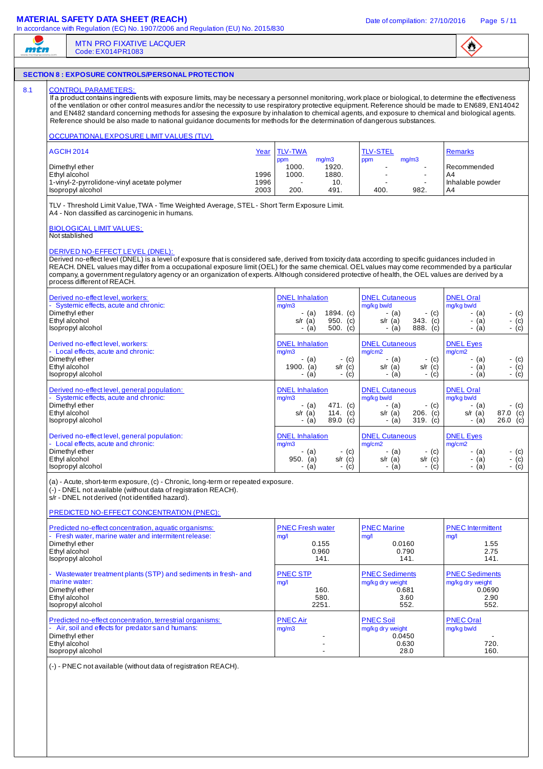## SECTION 8 : EXPOSURE CONTROLS/PERSONAL PROTECTION

### 8.1 CONTROL PARAMETERS:

If a product contains ingredients with exposure limits, may be necessary a personnel monitoring, work place or biological, to determine the effectiveness of the ventilation or other control measures and/or the necessity to use respiratory protective equipment. Reference should be made to EN689, EN14042 and EN482 standard concerning methods for assesing the exposure by inhalation to chemical agents, and exposure to chemical and biological agents. Reference should be also made to national guidance documents for methods for the determination of dangerous substances.

**OCCUPATIONAL EXPOSURE LIMIT VALUES (TLV)**

| AGCIH 2014 | Year | TLV-TWA ppm | TLV-TWA mg/m3 | TLV-STEL ppm | TLV-STEL mg/m3 | Remarks |
|---|---|---|---|---|---|---|
| Dimethyl ether | | 1000. | 1920. | - | - | Recommended |
| Ethyl alcohol | 1996 | 1000. | 1880. | - | - | A4 |
| 1-vinyl-2-pyrrolidone-vinyl acetate polymer | 1996 | - | 10. | - | - | Inhalable powder |
| Isopropyl alcohol | 2003 | 200. | 491. | 400. | 982. | A4 |

TLV - Threshold Limit Value, TWA - Time Weighted Average, STEL - Short Term Exposure Limit.
A4 - Non classified as carcinogenic in humans.

**BIOLOGICAL LIMIT VALUES:**
Not stablished

**DERIVED NO-EFFECT LEVEL (DNEL):**
Derived no-effect level (DNEL) is a level of exposure that is considered safe, derived from toxicity data according to specific guidances included in REACH. DNEL values may differ from a occupational exposure limit (OEL) for the same chemical. OEL values may come recommended by a particular company, a government regulatory agency or an organization of experts. Although considered protective of health, the OEL values are derived by a process different of REACH.

| Derived no-effect level, workers: - Systemic effects, acute and chronic: | DNEL Inhalation mg/m3 | DNEL Cutaneous mg/kg bw/d | DNEL Oral mg/kg bw/d |
|---|---|---|---|
| Dimethyl ether | - (a) 1894. (c) | - (a) - (c) | - (a) - (c) |
| Ethyl alcohol | s/r (a) 950. (c) | s/r (a) 343. (c) | - (a) - (c) |
| Isopropyl alcohol | - (a) 500. (c) | - (a) 888. (c) | - (a) - (c) |

| Derived no-effect level, workers: - Local effects, acute and chronic: | DNEL Inhalation mg/m3 | DNEL Cutaneous mg/cm2 | DNEL Eyes mg/cm2 |
|---|---|---|---|
| Dimethyl ether | - (a) - (c) | - (a) - (c) | - (a) - (c) |
| Ethyl alcohol | 1900. (a) s/r (c) | s/r (a) s/r (c) | - (a) - (c) |
| Isopropyl alcohol | - (a) - (c) | - (a) - (c) | - (a) - (c) |

| Derived no-effect level, general population: - Systemic effects, acute and chronic: | DNEL Inhalation mg/m3 | DNEL Cutaneous mg/kg bw/d | DNEL Oral mg/kg bw/d |
|---|---|---|---|
| Dimethyl ether | - (a) 471. (c) | - (a) - (c) | - (a) - (c) |
| Ethyl alcohol | s/r (a) 114. (c) | s/r (a) 206. (c) | s/r (a) 87.0 (c) |
| Isopropyl alcohol | - (a) 89.0 (c) | - (a) 319. (c) | - (a) 26.0 (c) |

| Derived no-effect level, general population: - Local effects, acute and chronic: | DNEL Inhalation mg/m3 | DNEL Cutaneous mg/cm2 | DNEL Eyes mg/cm2 |
|---|---|---|---|
| Dimethyl ether | - (a) - (c) | - (a) - (c) | - (a) - (c) |
| Ethyl alcohol | 950. (a) s/r (c) | s/r (a) s/r (c) | - (a) - (c) |
| Isopropyl alcohol | - (a) - (c) | - (a) - (c) | - (a) - (c) |

(a) - Acute, short-term exposure, (c) - Chronic, long-term or repeated exposure.
(-) - DNEL not available (without data of registration REACH).
s/r - DNEL not derived (not identified hazard).

**PREDICTED NO-EFFECT CONCENTRATION (PNEC):**

| Predicted no-effect concentration, aquatic organisms: - Fresh water, marine water and intermitent release: | PNEC Fresh water mg/l | PNEC Marine mg/l | PNEC Intermittent mg/l |
|---|---|---|---|
| Dimethyl ether | 0.155 | 0.0160 | 1.55 |
| Ethyl alcohol | 0.960 | 0.790 | 2.75 |
| Isopropyl alcohol | 141. | 141. | 141. |

| - Wastewater treatment plants (STP) and sediments in fresh- and marine water: | PNEC STP mg/l | PNEC Sediments mg/kg dry weight | PNEC Sediments mg/kg dry weight |
|---|---|---|---|
| Dimethyl ether | 160. | 0.681 | 0.0690 |
| Ethyl alcohol | 580. | 3.60 | 2.90 |
| Isopropyl alcohol | 2251. | 552. | 552. |

| Predicted no-effect concentration, terrestrial organisms: - Air, soil and effects for predators and humans: | PNEC Air mg/m3 | PNEC Soil mg/kg dry weight | PNEC Oral mg/kg bw/d |
|---|---|---|---|
| Dimethyl ether | - | 0.0450 | - |
| Ethyl alcohol | - | 0.630 | 720. |
| Isopropyl alcohol | - | 28.0 | 160. |

(-) - PNEC not available (without data of registration REACH).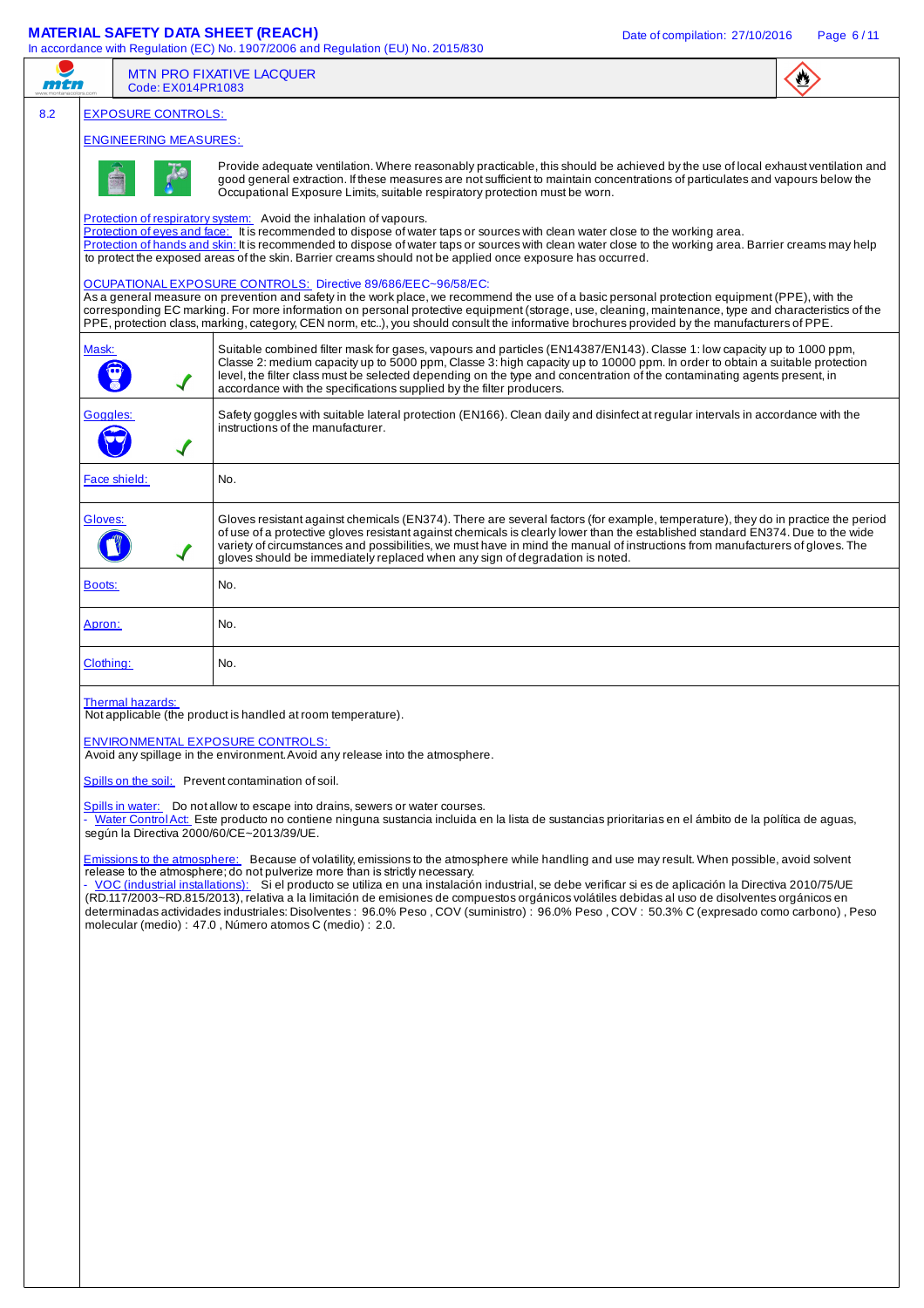**MTN PRO FIXATIVE LACQUER**
Code: EX014PR1083

## 8.2 EXPOSURE CONTROLS:

### ENGINEERING MEASURES:

Provide adequate ventilation. Where reasonably practicable, this should be achieved by the use of local exhaust ventilation and good general extraction. If these measures are not sufficient to maintain concentrations of particulates and vapours below the Occupational Exposure Limits, suitable respiratory protection must be worn.

Protection of respiratory system: Avoid the inhalation of vapours.
Protection of eyes and face: It is recommended to dispose of water taps or sources with clean water close to the working area.
Protection of hands and skin: It is recommended to dispose of water taps or sources with clean water close to the working area. Barrier creams may help to protect the exposed areas of the skin. Barrier creams should not be applied once exposure has occurred.

### OCUPATIONAL EXPOSURE CONTROLS: Directive 89/686/EEC~96/58/EC:

As a general measure on prevention and safety in the work place, we recommend the use of a basic personal protection equipment (PPE), with the corresponding EC marking. For more information on personal protective equipment (storage, use, cleaning, maintenance, type and characteristics of the PPE, protection class, marking, category, CEN norm, etc..), you should consult the informative brochures provided by the manufacturers of PPE.

| | |
|---|---|
| Mask: ✓ | Suitable combined filter mask for gases, vapours and particles (EN14387/EN143). Classe 1: low capacity up to 1000 ppm, Classe 2: medium capacity up to 5000 ppm, Classe 3: high capacity up to 10000 ppm. In order to obtain a suitable protection level, the filter class must be selected depending on the type and concentration of the contaminating agents present, in accordance with the specifications supplied by the filter producers. |
| Goggles: ✓ | Safety goggles with suitable lateral protection (EN166). Clean daily and disinfect at regular intervals in accordance with the instructions of the manufacturer. |
| Face shield: | No. |
| Gloves: ✓ | Gloves resistant against chemicals (EN374). There are several factors (for example, temperature), they do in practice the period of use of a protective gloves resistant against chemicals is clearly lower than the established standard EN374. Due to the wide variety of circumstances and possibilities, we must have in mind the manual of instructions from manufacturers of gloves. The gloves should be immediately replaced when any sign of degradation is noted. |
| Boots: | No. |
| Apron: | No. |
| Clothing: | No. |

Thermal hazards:
Not applicable (the product is handled at room temperature).

### ENVIRONMENTAL EXPOSURE CONTROLS:

Avoid any spillage in the environment. Avoid any release into the atmosphere.

Spills on the soil: Prevent contamination of soil.

Spills in water: Do not allow to escape into drains, sewers or water courses.
- Water Control Act: Este producto no contiene ninguna sustancia incluida en la lista de sustancias prioritarias en el ámbito de la política de aguas, según la Directiva 2000/60/CE~2013/39/UE.

Emissions to the atmosphere: Because of volatility, emissions to the atmosphere while handling and use may result. When possible, avoid solvent release to the atmosphere; do not pulverize more than is strictly necessary.
- VOC (industrial installations): Si el producto se utiliza en una instalación industrial, se debe verificar si es de aplicación la Directiva 2010/75/UE (RD.117/2003~RD.815/2013), relativa a la limitación de emisiones de compuestos orgánicos volátiles debidas al uso de disolventes orgánicos en determinadas actividades industriales: Disolventes : 96.0% Peso , COV (suministro) : 96.0% Peso , COV : 50.3% C (expresado como carbono) , Peso molecular (medio) : 47.0 , Número atomos C (medio) : 2.0.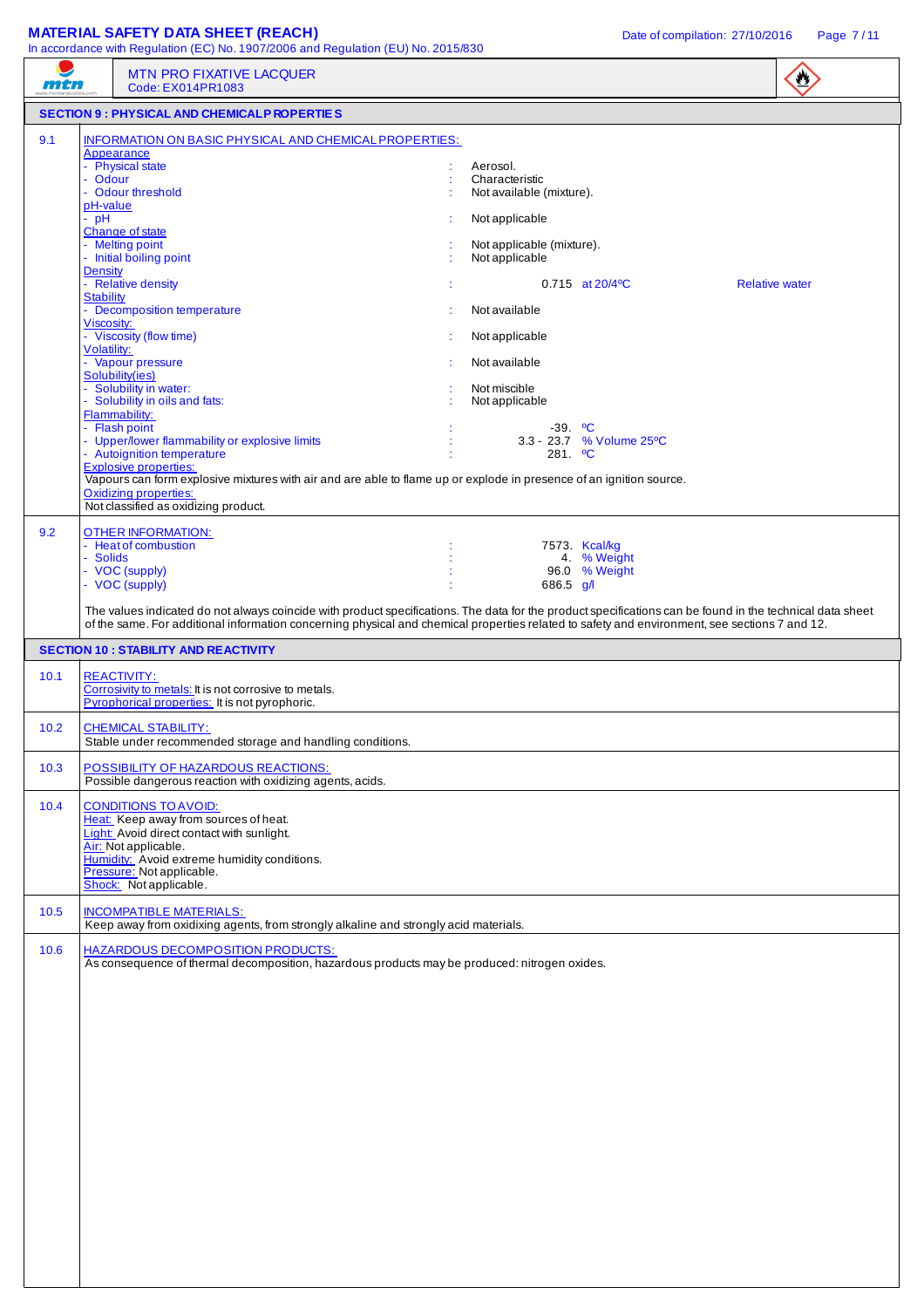## SECTION 9 : PHYSICAL AND CHEMICAL PROPERTIES

### 9.1 INFORMATION ON BASIC PHYSICAL AND CHEMICAL PROPERTIES:

**Appearance**
- Physical state : Aerosol.
- Odour : Characteristic
- Odour threshold : Not available (mixture).

**pH-value**
- pH : Not applicable

**Change of state**
- Melting point : Not applicable (mixture).
- Initial boiling point : Not applicable

**Density**
- Relative density : 0.715 at 20/4ºC Relative water

**Stability**
- Decomposition temperature : Not available

**Viscosity:**
- Viscosity (flow time) : Not applicable

**Volatility:**
- Vapour pressure : Not available

**Solubility(ies)**
- Solubility in water: : Not miscible
- Solubility in oils and fats: : Not applicable

**Flammability:**
- Flash point : -39. ºC
- Upper/lower flammability or explosive limits : 3.3 - 23.7 % Volume 25ºC
- Autoignition temperature : 281. ºC

**Explosive properties:**
Vapours can form explosive mixtures with air and are able to flame up or explode in presence of an ignition source.

**Oxidizing properties:**
Not classified as oxidizing product.

### 9.2 OTHER INFORMATION:

- Heat of combustion : 7573. Kcal/kg
- Solids : 4. % Weight
- VOC (supply) : 96.0 % Weight
- VOC (supply) : 686.5 g/l

The values indicated do not always coincide with product specifications. The data for the product specifications can be found in the technical data sheet of the same. For additional information concerning physical and chemical properties related to safety and environment, see sections 7 and 12.

## SECTION 10 : STABILITY AND REACTIVITY

### 10.1 REACTIVITY:

Corrosivity to metals: It is not corrosive to metals.
Pyrophorical properties: It is not pyrophoric.

### 10.2 CHEMICAL STABILITY:

Stable under recommended storage and handling conditions.

### 10.3 POSSIBILITY OF HAZARDOUS REACTIONS:

Possible dangerous reaction with oxidizing agents, acids.

### 10.4 CONDITIONS TO AVOID:

Heat: Keep away from sources of heat.
Light: Avoid direct contact with sunlight.
Air: Not applicable.
Humidity: Avoid extreme humidity conditions.
Pressure: Not applicable.
Shock: Not applicable.

### 10.5 INCOMPATIBLE MATERIALS:

Keep away from oxidizing agents, from strongly alkaline and strongly acid materials.

### 10.6 HAZARDOUS DECOMPOSITION PRODUCTS:

As consequence of thermal decomposition, hazardous products may be produced: nitrogen oxides.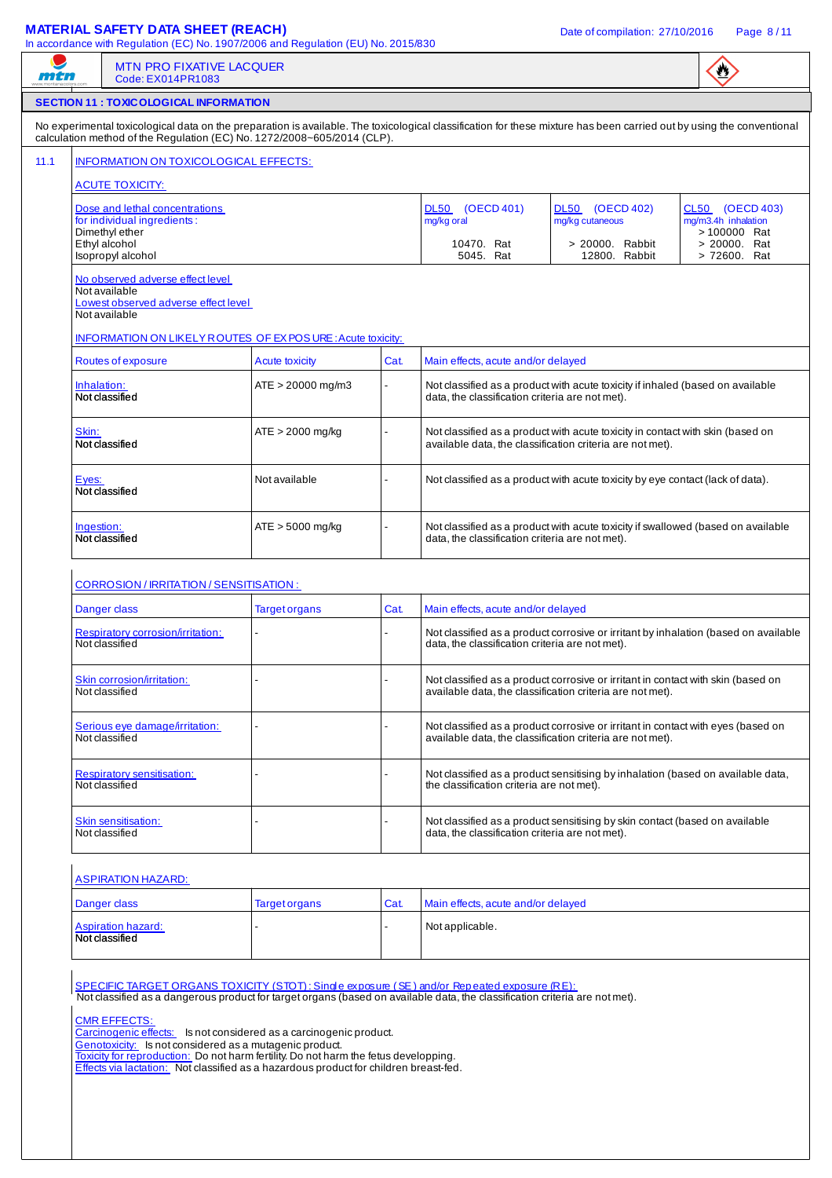MTN PRO FIXATIVE LACQUER
Code: EX014PR1083

## SECTION 11 : TOXICOLOGICAL INFORMATION

No experimental toxicological data on the preparation is available. The toxicological classification for these mixture has been carried out by using the conventional calculation method of the Regulation (EC) No. 1272/2008~605/2014 (CLP).

### 11.1 INFORMATION ON TOXICOLOGICAL EFFECTS:

**ACUTE TOXICITY:**

| Dose and lethal concentrations for individual ingredients : | DL50 (OECD 401) mg/kg oral | DL50 (OECD 402) mg/kg cutaneous | CL50 (OECD 403) mg/m3.4h inhalation |
|---|---|---|---|
| Dimethyl ether | | | > 100000 Rat |
| Ethyl alcohol | 10470. Rat | > 20000. Rabbit | > 20000. Rat |
| Isopropyl alcohol | 5045. Rat | 12800. Rabbit | > 72600. Rat |

No observed adverse effect level
Not available
Lowest observed adverse effect level
Not available

INFORMATION ON LIKELY ROUTES OF EXPOSURE: Acute toxicity:

| Routes of exposure | Acute toxicity | Cat. | Main effects, acute and/or delayed |
|---|---|---|---|
| Inhalation: Not classified | ATE > 20000 mg/m3 | - | Not classified as a product with acute toxicity if inhaled (based on available data, the classification criteria are not met). |
| Skin: Not classified | ATE > 2000 mg/kg | - | Not classified as a product with acute toxicity in contact with skin (based on available data, the classification criteria are not met). |
| Eyes: Not classified | Not available | - | Not classified as a product with acute toxicity by eye contact (lack of data). |
| Ingestion: Not classified | ATE > 5000 mg/kg | - | Not classified as a product with acute toxicity if swallowed (based on available data, the classification criteria are not met). |

**CORROSION / IRRITATION / SENSITISATION :**

| Danger class | Target organs | Cat. | Main effects, acute and/or delayed |
|---|---|---|---|
| Respiratory corrosion/irritation: Not classified | - | - | Not classified as a product corrosive or irritant by inhalation (based on available data, the classification criteria are not met). |
| Skin corrosion/irritation: Not classified | - | - | Not classified as a product corrosive or irritant in contact with skin (based on available data, the classification criteria are not met). |
| Serious eye damage/irritation: Not classified | - | - | Not classified as a product corrosive or irritant in contact with eyes (based on available data, the classification criteria are not met). |
| Respiratory sensitisation: Not classified | - | - | Not classified as a product sensitising by inhalation (based on available data, the classification criteria are not met). |
| Skin sensitisation: Not classified | - | - | Not classified as a product sensitising by skin contact (based on available data, the classification criteria are not met). |

**ASPIRATION HAZARD:**

| Danger class | Target organs | Cat. | Main effects, acute and/or delayed |
|---|---|---|---|
| Aspiration hazard: Not classified | - | - | Not applicable. |

**SPECIFIC TARGET ORGANS TOXICITY (STOT): Single exposure (SE) and/or Repeated exposure (RE):**
Not classified as a dangerous product for target organs (based on available data, the classification criteria are not met).

**CMR EFFECTS:**
Carcinogenic effects: Is not considered as a carcinogenic product.
Genotoxicity: Is not considered as a mutagenic product.
Toxicity for reproduction: Do not harm fertility. Do not harm the fetus developping.
Effects via lactation: Not classified as a hazardous product for children breast-fed.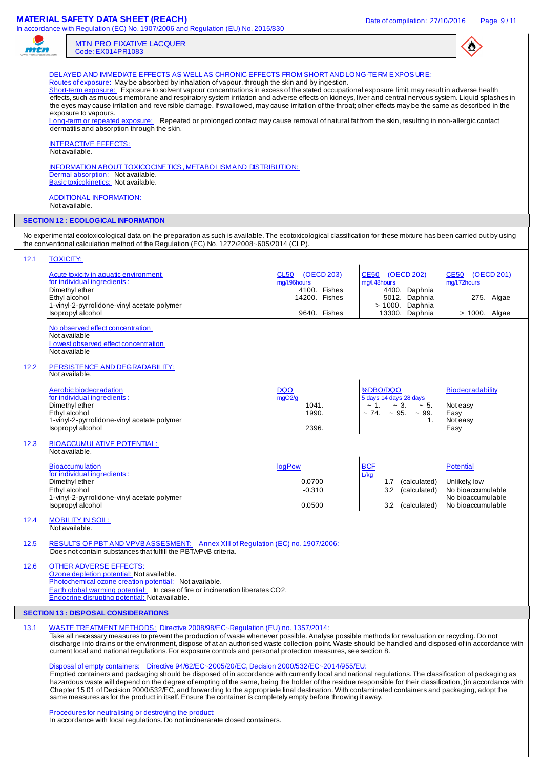DELAYED AND IMMEDIATE EFFECTS AS WELL AS CHRONIC EFFECTS FROM SHORT AND LONG-TERM EXPOSURE:

Routes of exposure: May be absorbed by inhalation of vapour, through the skin and by ingestion.

Short-term exposure: Exposure to solvent vapour concentrations in excess of the stated occupational exposure limit, may result in adverse health effects, such as mucous membrane and respiratory system irritation and adverse effects on kidneys, liver and central nervous system. Liquid splashes in the eyes may cause irritation and reversible damage. If swallowed, may cause irritation of the throat; other effects may be the same as described in the exposure to vapours.

Long-term or repeated exposure: Repeated or prolonged contact may cause removal of natural fat from the skin, resulting in non-allergic contact dermatitis and absorption through the skin.

INTERACTIVE EFFECTS:
Not available.

INFORMATION ABOUT TOXICOCINETICS, METABOLISM AND DISTRIBUTION:
Dermal absorption: Not available.
Basic toxicokinetics: Not available.

ADDITIONAL INFORMATION:
Not available.

## SECTION 12 : ECOLOGICAL INFORMATION

No experimental ecotoxicological data on the preparation as such is available. The ecotoxicological classification for these mixture has been carried out by using the conventional calculation method of the Regulation (EC) No. 1272/2008~605/2014 (CLP).

### 12.1 TOXICITY:

| Acute toxicity in aquatic environment for individual ingredients: | CL50 (OECD 203) mg/l.96hours | CE50 (OECD 202) mg/l.48hours | CE50 (OECD 201) mg/l.72hours |
|---|---|---|---|
| Dimethyl ether | 4100. Fishes | 4400. Daphnia | |
| Ethyl alcohol | 14200. Fishes | 5012. Daphnia | 275. Algae |
| 1-vinyl-2-pyrrolidone-vinyl acetate polymer | | > 1000. Daphnia | |
| Isopropyl alcohol | 9640. Fishes | 13300. Daphnia | > 1000. Algae |

No observed effect concentration
Not available
Lowest observed effect concentration
Not available

### 12.2 PERSISTENCE AND DEGRADABILITY:
Not available.

| Aerobic biodegradation for individual ingredients: | DQO mgO2/g | %DBO/DQO 5 days 14 days 28 days | Biodegradability |
|---|---|---|---|
| Dimethyl ether | 1041. | ~ 1. ~ 3. ~ 5. | Not easy |
| Ethyl alcohol | 1990. | ~ 74. ~ 95. ~ 99. | Easy |
| 1-vinyl-2-pyrrolidone-vinyl acetate polymer | | 1. | Not easy |
| Isopropyl alcohol | 2396. | | Easy |

### 12.3 BIOACCUMULATIVE POTENTIAL:
Not available.

| Bioaccumulation for individual ingredients: | logPow | BCF L/kg | Potential |
|---|---|---|---|
| Dimethyl ether | 0.0700 | 1.7 (calculated) | Unlikely, low |
| Ethyl alcohol | -0.310 | 3.2 (calculated) | No bioaccumulable |
| 1-vinyl-2-pyrrolidone-vinyl acetate polymer | | | No bioaccumulable |
| Isopropyl alcohol | 0.0500 | 3.2 (calculated) | No bioaccumulable |

### 12.4 MOBILITY IN SOIL:
Not available.

### 12.5 RESULTS OF PBT AND VPVB ASSESSMENT: Annex XIII of Regulation (EC) no. 1907/2006:
Does not contain substances that fulfill the PBT/vPvB criteria.

### 12.6 OTHER ADVERSE EFFECTS:
Ozone depletion potential: Not available.
Photochemical ozone creation potential: Not available.
Earth global warming potential: In case of fire or incineration liberates $CO_2$.
Endocrine disrupting potential: Not available.

## SECTION 13 : DISPOSAL CONSIDERATIONS

### 13.1 WASTE TREATMENT METHODS: Directive 2008/98/EC~Regulation (EU) no. 1357/2014:

Take all necessary measures to prevent the production of waste whenever possible. Analyse possible methods for revaluation or recycling. Do not discharge into drains or the environment, dispose of at an authorised waste collection point. Waste should be handled and disposed of in accordance with current local and national regulations. For exposure controls and personal protection measures, see section 8.

Disposal of empty containers: Directive 94/62/EC~2005/20/EC, Decision 2000/532/EC~2014/955/EU:
Emptied containers and packaging should be disposed of in accordance with currently local and national regulations. The classification of packaging as hazardous waste will depend on the degree of empting of the same, being the holder of the residue responsible for their classification, )in accordance with Chapter 15 01 of Decision 2000/532/EC, and forwarding to the appropriate final destination. With contaminated containers and packaging, adopt the same measures as for the product in itself. Ensure the container is completely empty before throwing it away.

Procedures for neutralising or destroying the product:
In accordance with local regulations. Do not incinerarate closed containers.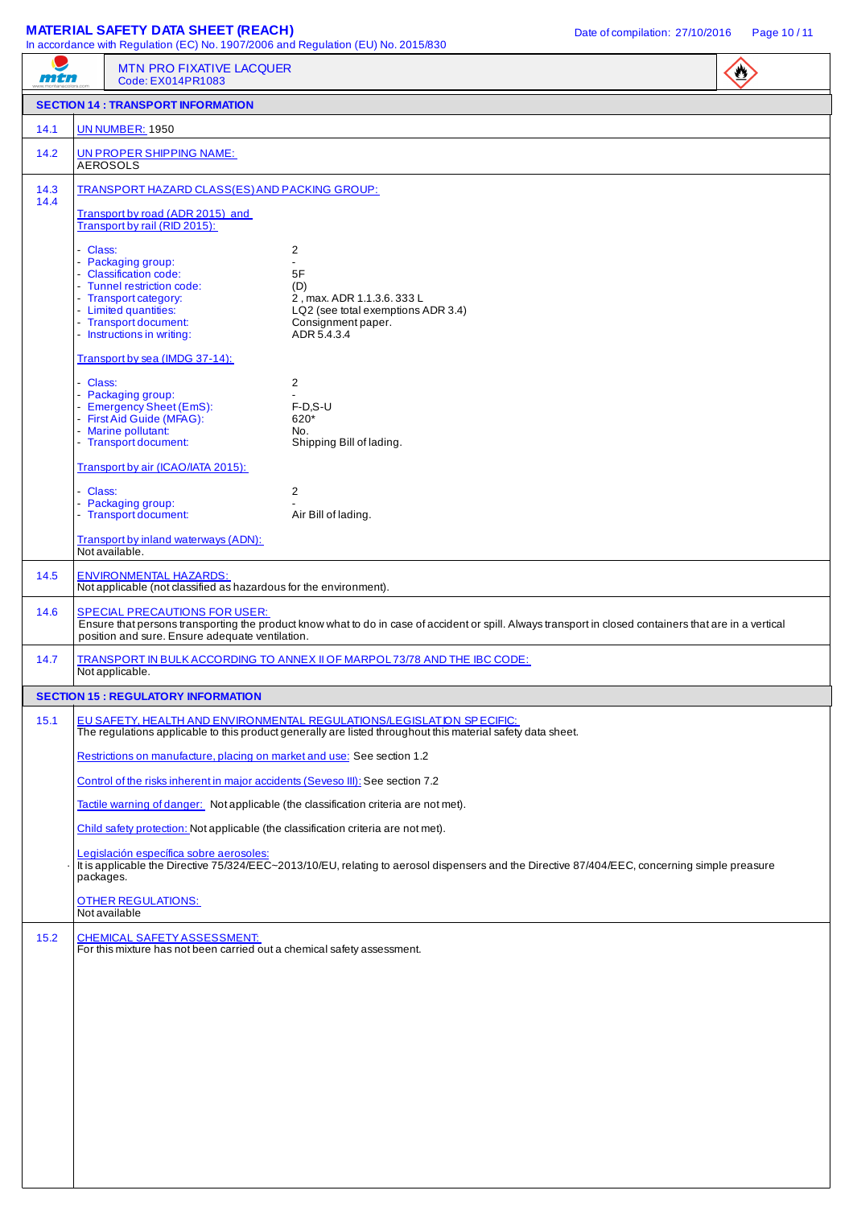**MTN PRO FIXATIVE LACQUER**
Code: EX014PR1083

## SECTION 14 : TRANSPORT INFORMATION

**14.1** UN NUMBER: 1950

**14.2** UN PROPER SHIPPING NAME:
AEROSOLS

**14.3 14.4** TRANSPORT HAZARD CLASS(ES) AND PACKING GROUP:

Transport by road (ADR 2015) and Transport by rail (RID 2015):

| | |
|---|---|
| - Class: | 2 |
| - Packaging group: | - |
| - Classification code: | 5F |
| - Tunnel restriction code: | (D) |
| - Transport category: | 2 , max. ADR 1.1.3.6. 333 L |
| - Limited quantities: | LQ2 (see total exemptions ADR 3.4) |
| - Transport document: | Consignment paper. |
| - Instructions in writing: | ADR 5.4.3.4 |

Transport by sea (IMDG 37-14):

| | |
|---|---|
| - Class: | 2 |
| - Packaging group: | - |
| - Emergency Sheet (EmS): | F-D,S-U |
| - First Aid Guide (MFAG): | 620* |
| - Marine pollutant: | No. |
| - Transport document: | Shipping Bill of lading. |

Transport by air (ICAO/IATA 2015):

| | |
|---|---|
| - Class: | 2 |
| - Packaging group: | - |
| - Transport document: | Air Bill of lading. |

Transport by inland waterways (ADN):
Not available.

**14.5** ENVIRONMENTAL HAZARDS:
Not applicable (not classified as hazardous for the environment).

**14.6** SPECIAL PRECAUTIONS FOR USER:
Ensure that persons transporting the product know what to do in case of accident or spill. Always transport in closed containers that are in a vertical position and sure. Ensure adequate ventilation.

**14.7** TRANSPORT IN BULK ACCORDING TO ANNEX II OF MARPOL 73/78 AND THE IBC CODE:
Not applicable.

## SECTION 15 : REGULATORY INFORMATION

**15.1** EU SAFETY, HEALTH AND ENVIRONMENTAL REGULATIONS/LEGISLATION SPECIFIC:
The regulations applicable to this product generally are listed throughout this material safety data sheet.

Restrictions on manufacture, placing on market and use: See section 1.2

Control of the risks inherent in major accidents (Seveso III): See section 7.2

Tactile warning of danger: Not applicable (the classification criteria are not met).

Child safety protection: Not applicable (the classification criteria are not met).

Legislación específica sobre aerosoles:
· It is applicable the Directive 75/324/EEC~2013/10/EU, relating to aerosol dispensers and the Directive 87/404/EEC, concerning simple preasure packages.

OTHER REGULATIONS:
Not available

**15.2** CHEMICAL SAFETY ASSESSMENT:
For this mixture has not been carried out a chemical safety assessment.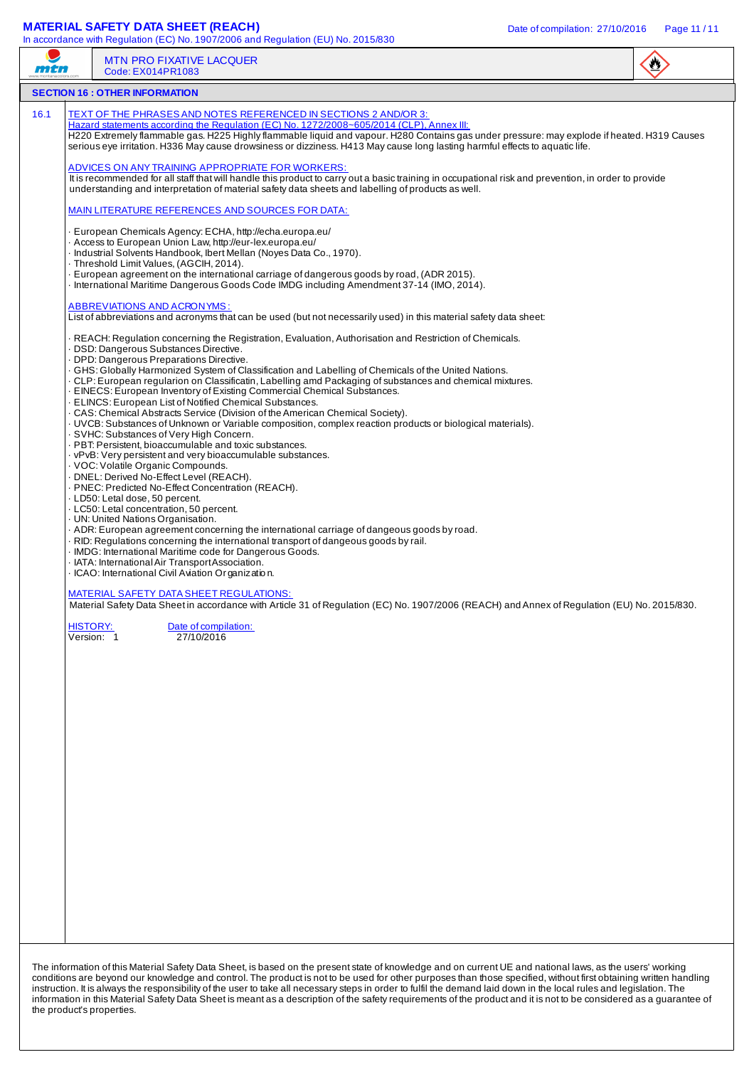## SECTION 16 : OTHER INFORMATION

16.1

**TEXT OF THE PHRASES AND NOTES REFERENCED IN SECTIONS 2 AND/OR 3:**

Hazard statements according the Regulation (EC) No. 1272/2008~605/2014 (CLP), Annex III:

H220 Extremely flammable gas. H225 Highly flammable liquid and vapour. H280 Contains gas under pressure: may explode if heated. H319 Causes serious eye irritation. H336 May cause drowsiness or dizziness. H413 May cause long lasting harmful effects to aquatic life.

**ADVICES ON ANY TRAINING APPROPRIATE FOR WORKERS:**

It is recommended for all staff that will handle this product to carry out a basic training in occupational risk and prevention, in order to provide understanding and interpretation of material safety data sheets and labelling of products as well.

**MAIN LITERATURE REFERENCES AND SOURCES FOR DATA:**

- European Chemicals Agency: ECHA, http://echa.europa.eu/
- Access to European Union Law, http://eur-lex.europa.eu/
- Industrial Solvents Handbook, Ibert Mellan (Noyes Data Co., 1970).
- Threshold Limit Values, (AGCIH, 2014).
- European agreement on the international carriage of dangerous goods by road, (ADR 2015).
- International Maritime Dangerous Goods Code IMDG including Amendment 37-14 (IMO, 2014).

**ABBREVIATIONS AND ACRONYMS:**

List of abbreviations and acronyms that can be used (but not necessarily used) in this material safety data sheet:

- REACH: Regulation concerning the Registration, Evaluation, Authorisation and Restriction of Chemicals.
- DSD: Dangerous Substances Directive.
- DPD: Dangerous Preparations Directive.
- GHS: Globally Harmonized System of Classification and Labelling of Chemicals of the United Nations.
- CLP: European regulation on Classificatin, Labelling amd Packaging of substances and chemical mixtures.
- EINECS: European Inventory of Existing Commercial Chemical Substances.
- ELINCS: European List of Notified Chemical Substances.
- CAS: Chemical Abstracts Service (Division of the American Chemical Society).
- UVCB: Substances of Unknown or Variable composition, complex reaction products or biological materials).
- SVHC: Substances of Very High Concern.
- PBT: Persistent, bioaccumulable and toxic substances.
- vPvB: Very persistent and very bioaccumulable substances.
- VOC: Volatile Organic Compounds.
- DNEL: Derived No-Effect Level (REACH).
- PNEC: Predicted No-Effect Concentration (REACH).
- LD50: Letal dose, 50 percent.
- LC50: Letal concentration, 50 percent.
- UN: United Nations Organisation.
- ADR: European agreement concerning the international carriage of dangeous goods by road.
- RID: Regulations concerning the international transport of dangeous goods by rail.
- IMDG: International Maritime code for Dangerous Goods.
- IATA: International Air Transport Association.
- ICAO: International Civil Aviation Organization.

**MATERIAL SAFETY DATA SHEET REGULATIONS:**

Material Safety Data Sheet in accordance with Article 31 of Regulation (EC) No. 1907/2006 (REACH) and Annex of Regulation (EU) No. 2015/830.

| HISTORY: | Date of compilation: |
| --- | --- |
| Version: 1 | 27/10/2016 |

The information of this Material Safety Data Sheet, is based on the present state of knowledge and on current UE and national laws, as the users' working conditions are beyond our knowledge and control. The product is not to be used for other purposes than those specified, without first obtaining written handling instruction. It is always the responsibility of the user to take all necessary steps in order to fulfil the demand laid down in the local rules and legislation. The information in this Material Safety Data Sheet is meant as a description of the safety requirements of the product and it is not to be considered as a guarantee of the product's properties.